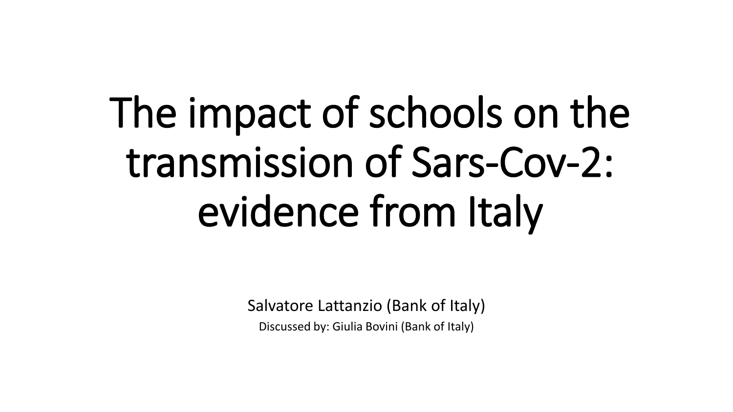# The impact of schools on the transmission of Sars-Cov-2: evidence from Italy

Salvatore Lattanzio (Bank of Italy)

Discussed by: Giulia Bovini (Bank of Italy)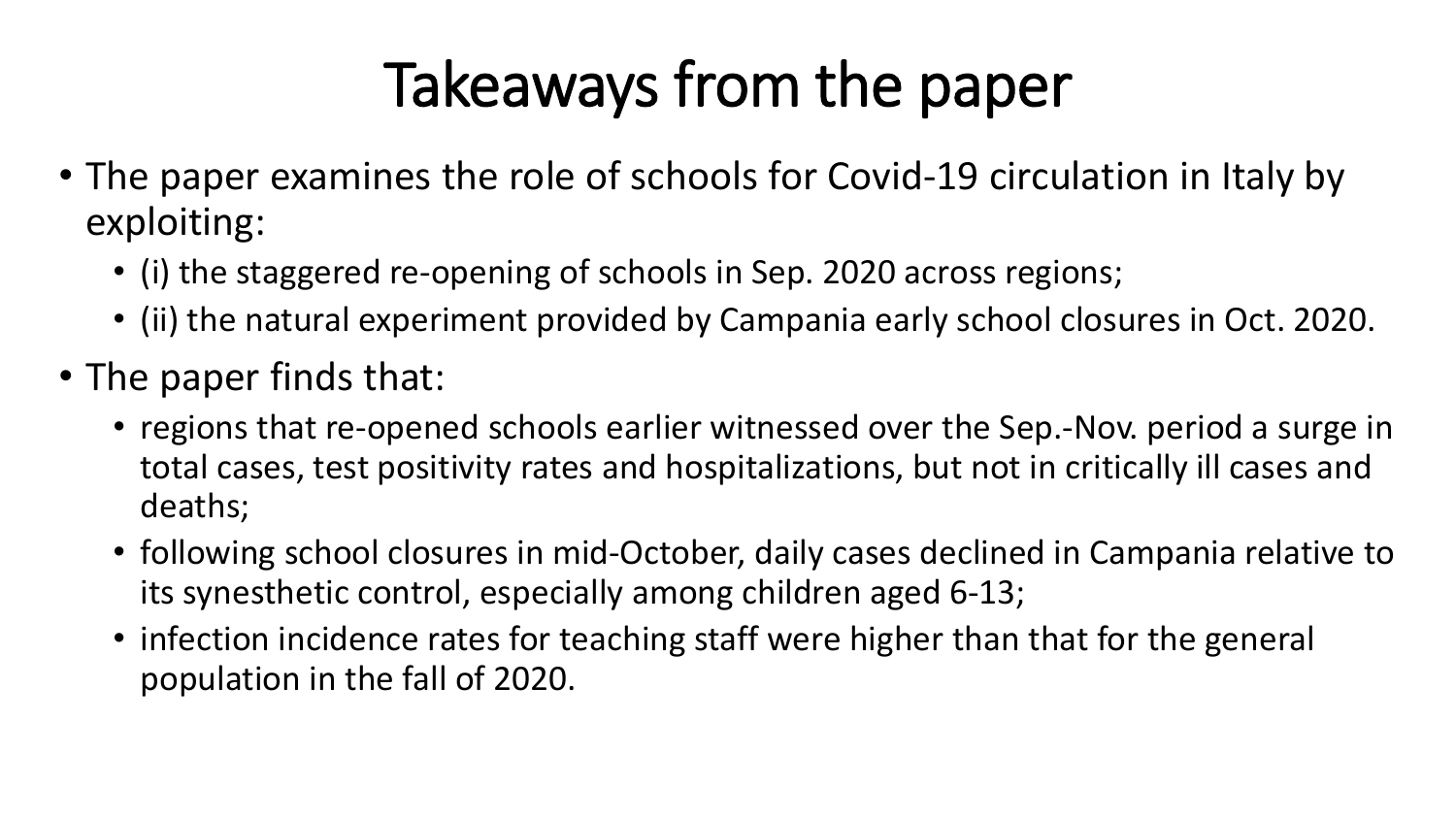# Takeaways from the paper

- The paper examines the role of schools for Covid-19 circulation in Italy by exploiting:
  - (i) the staggered re-opening of schools in Sep. 2020 across regions;
  - (ii) the natural experiment provided by Campania early school closures in Oct. 2020.
- The paper finds that:
  - regions that re-opened schools earlier witnessed over the Sep.-Nov. period a surge in total cases, test positivity rates and hospitalizations, but not in critically ill cases and deaths;
  - following school closures in mid-October, daily cases declined in Campania relative to its synesthetic control, especially among children aged 6-13;
  - infection incidence rates for teaching staff were higher than that for the general population in the fall of 2020.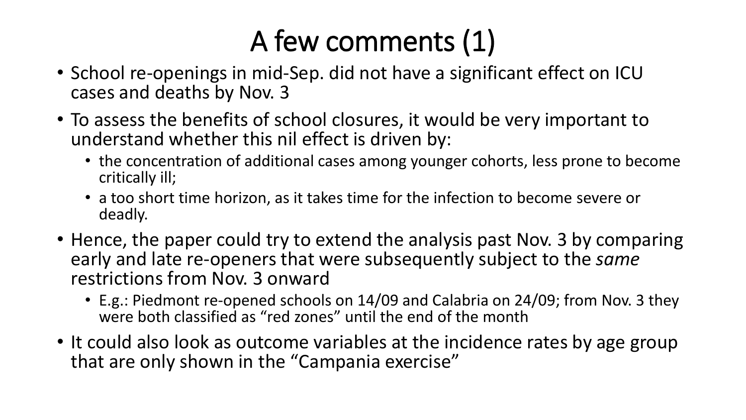# A few comments (1)

- School re-openings in mid-Sep. did not have a significant effect on ICU cases and deaths by Nov. 3
- To assess the benefits of school closures, it would be very important to understand whether this nil effect is driven by:
  - the concentration of additional cases among younger cohorts, less prone to become critically ill;
  - a too short time horizon, as it takes time for the infection to become severe or deadly.
- Hence, the paper could try to extend the analysis past Nov. 3 by comparing early and late re-openers that were subsequently subject to the *same* restrictions from Nov. 3 onward
  - E.g.: Piedmont re-opened schools on 14/09 and Calabria on 24/09; from Nov. 3 they were both classified as "red zones" until the end of the month
- It could also look as outcome variables at the incidence rates by age group that are only shown in the "Campania exercise"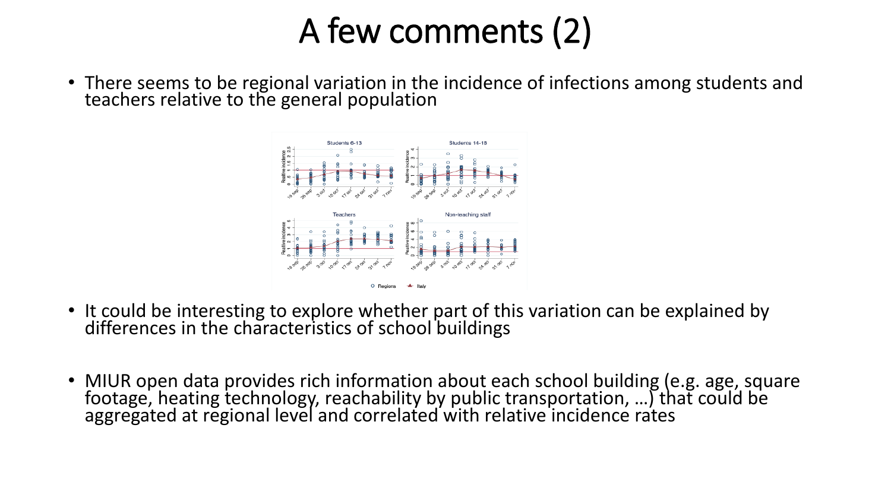# A few comments (2)

- There seems to be regional variation in the incidence of infections among students and teachers relative to the general population

Students 6-13

Students 14-18

Teachers

Non-teaching staff

Relative incidence

19 sep, 26 sep, 3 oct, 10 oct, 17 oct, 24 oct, 31 oct, 7 nov

Regions

Italy

- It could be interesting to explore whether part of this variation can be explained by differences in the characteristics of school buildings

- MIUR open data provides rich information about each school building (e.g. age, square footage, heating technology, reachability by public transportation, …) that could be aggregated at regional level and correlated with relative incidence rates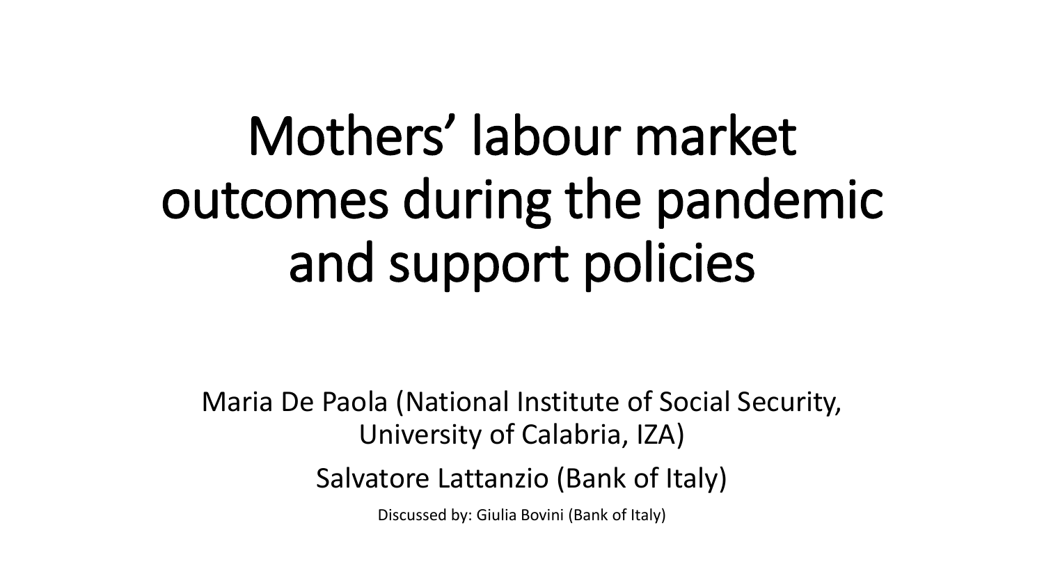# Mothers' labour market outcomes during the pandemic and support policies

Maria De Paola (National Institute of Social Security, University of Calabria, IZA)

Salvatore Lattanzio (Bank of Italy)

Discussed by: Giulia Bovini (Bank of Italy)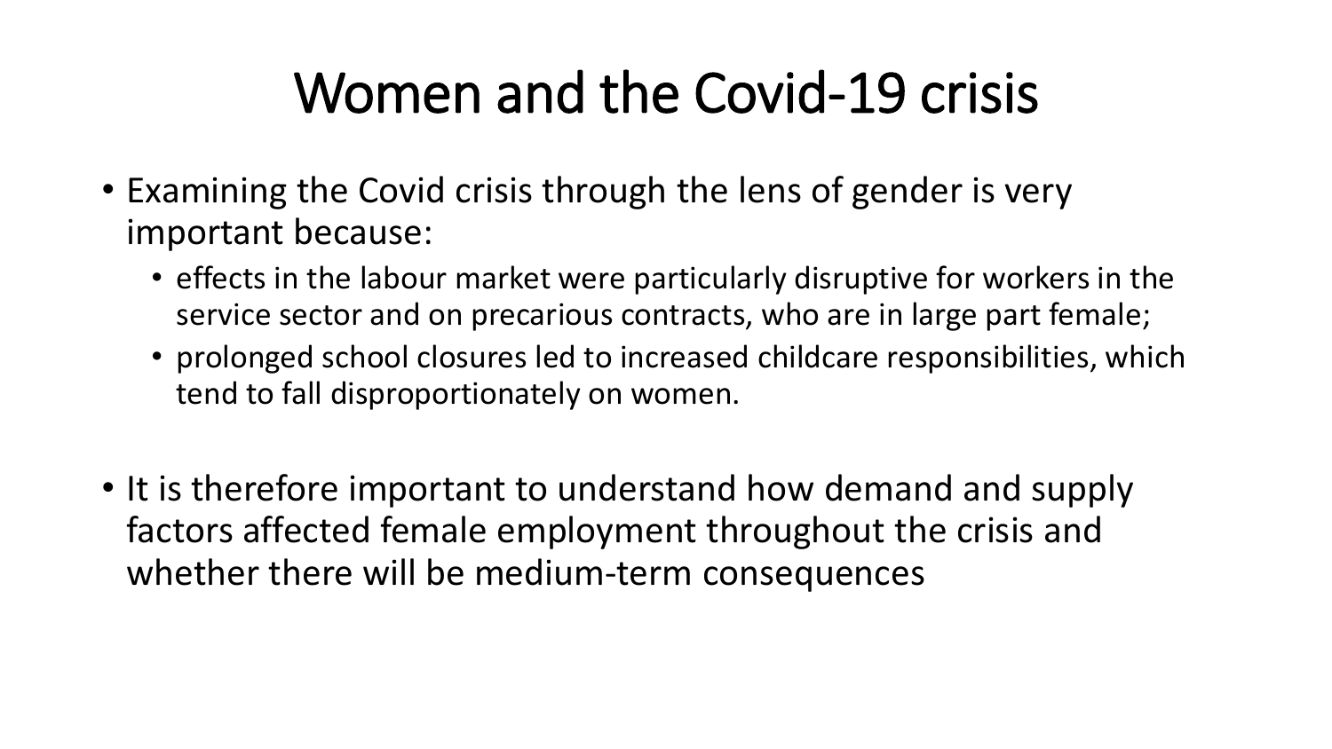# Women and the Covid-19 crisis

- Examining the Covid crisis through the lens of gender is very important because:
  - effects in the labour market were particularly disruptive for workers in the service sector and on precarious contracts, who are in large part female;
  - prolonged school closures led to increased childcare responsibilities, which tend to fall disproportionately on women.

- It is therefore important to understand how demand and supply factors affected female employment throughout the crisis and whether there will be medium-term consequences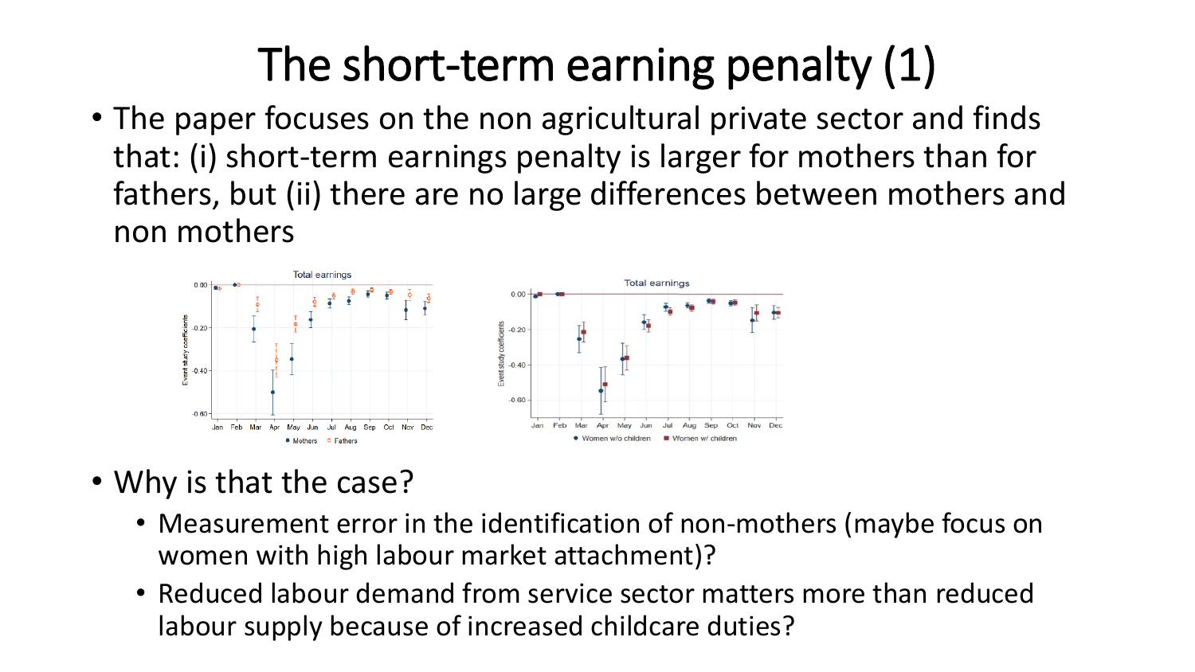# The short-term earning penalty (1)

- The paper focuses on the non agricultural private sector and finds that: (i) short-term earnings penalty is larger for mothers than for fathers, but (ii) there are no large differences between mothers and non mothers

Total earnings

0.00
-0.20
-0.40
-0.60

Event study coefficients

Jan Feb Mar Apr May Jun Jul Aug Sep Oct Nov Dec

● Mothers ○ Fathers

Total earnings

0.00
-0.20
-0.40
-0.60

Event study coefficients

Jan Feb Mar Apr May Jun Jul Aug Sep Oct Nov Dec

● Women w/o children ■ Women w/ children

- Why is that the case?
  - Measurement error in the identification of non-mothers (maybe focus on women with high labour market attachment)?
  - Reduced labour demand from service sector matters more than reduced labour supply because of increased childcare duties?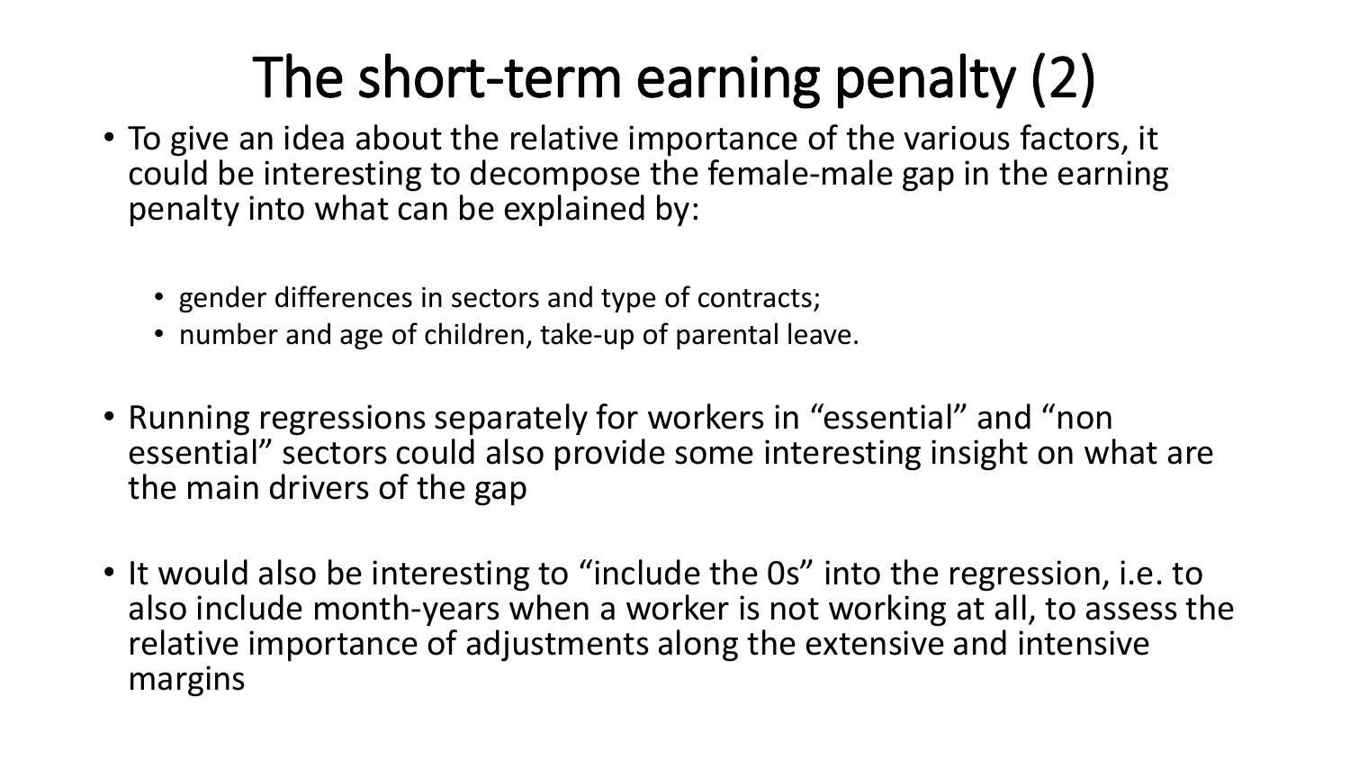# The short-term earning penalty (2)

- To give an idea about the relative importance of the various factors, it could be interesting to decompose the female-male gap in the earning penalty into what can be explained by:
  - gender differences in sectors and type of contracts;
  - number and age of children, take-up of parental leave.
- Running regressions separately for workers in "essential" and "non essential" sectors could also provide some interesting insight on what are the main drivers of the gap
- It would also be interesting to "include the 0s" into the regression, i.e. to also include month-years when a worker is not working at all, to assess the relative importance of adjustments along the extensive and intensive margins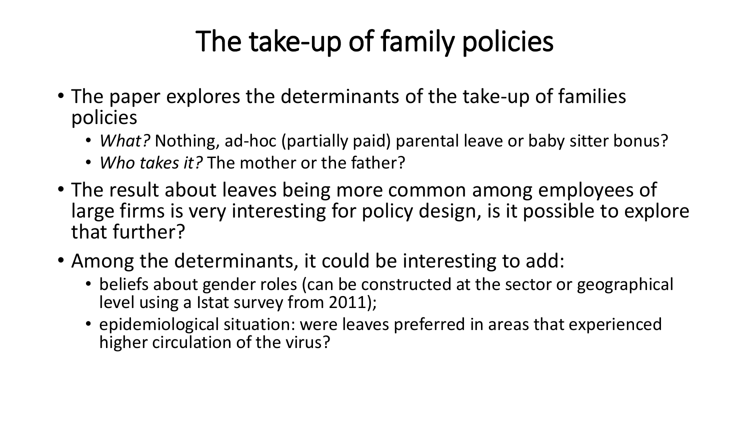# The take-up of family policies

- The paper explores the determinants of the take-up of families policies
  - *What?* Nothing, ad-hoc (partially paid) parental leave or baby sitter bonus?
  - *Who takes it?* The mother or the father?
- The result about leaves being more common among employees of large firms is very interesting for policy design, is it possible to explore that further?
- Among the determinants, it could be interesting to add:
  - beliefs about gender roles (can be constructed at the sector or geographical level using a Istat survey from 2011);
  - epidemiological situation: were leaves preferred in areas that experienced higher circulation of the virus?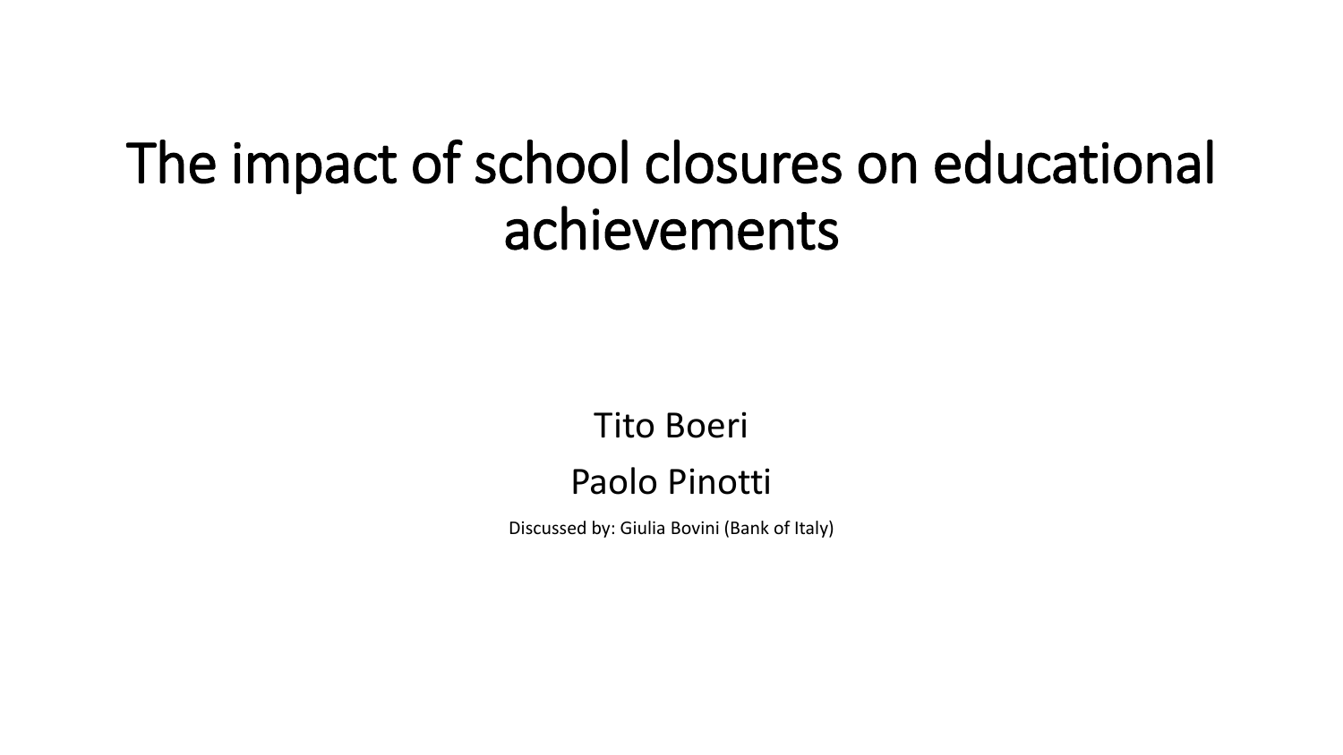# The impact of school closures on educational achievements

Tito Boeri

Paolo Pinotti

Discussed by: Giulia Bovini (Bank of Italy)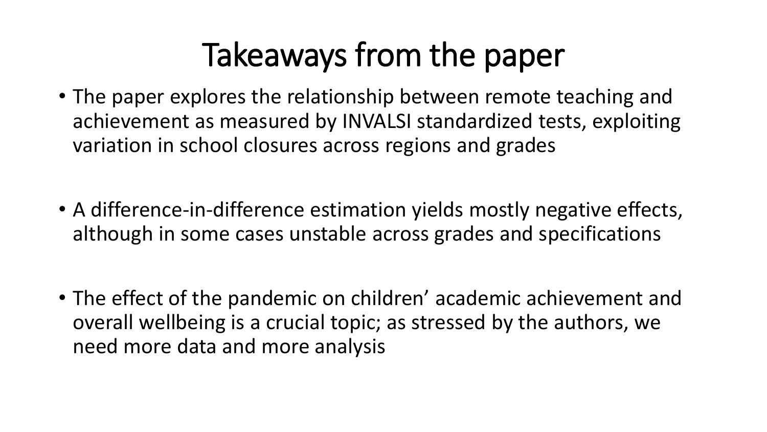# Takeaways from the paper

- The paper explores the relationship between remote teaching and achievement as measured by INVALSI standardized tests, exploiting variation in school closures across regions and grades
- A difference-in-difference estimation yields mostly negative effects, although in some cases unstable across grades and specifications
- The effect of the pandemic on children' academic achievement and overall wellbeing is a crucial topic; as stressed by the authors, we need more data and more analysis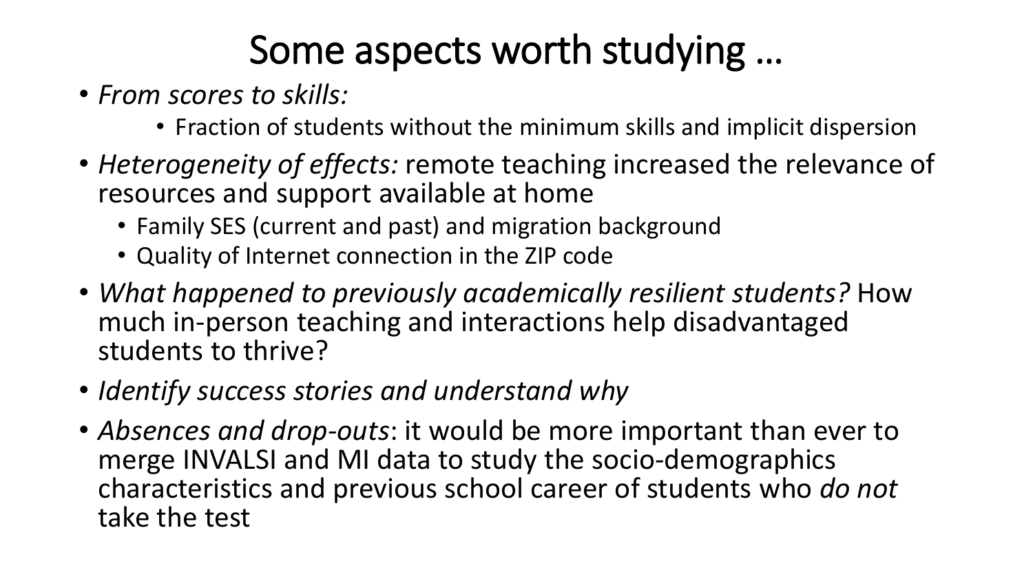# Some aspects worth studying …

- *From scores to skills:*
    - Fraction of students without the minimum skills and implicit dispersion
- *Heterogeneity of effects:* remote teaching increased the relevance of resources and support available at home
    - Family SES (current and past) and migration background
    - Quality of Internet connection in the ZIP code
- *What happened to previously academically resilient students?* How much in-person teaching and interactions help disadvantaged students to thrive?
- *Identify success stories and understand why*
- *Absences and drop-outs*: it would be more important than ever to merge INVALSI and MI data to study the socio-demographics characteristics and previous school career of students who *do not* take the test